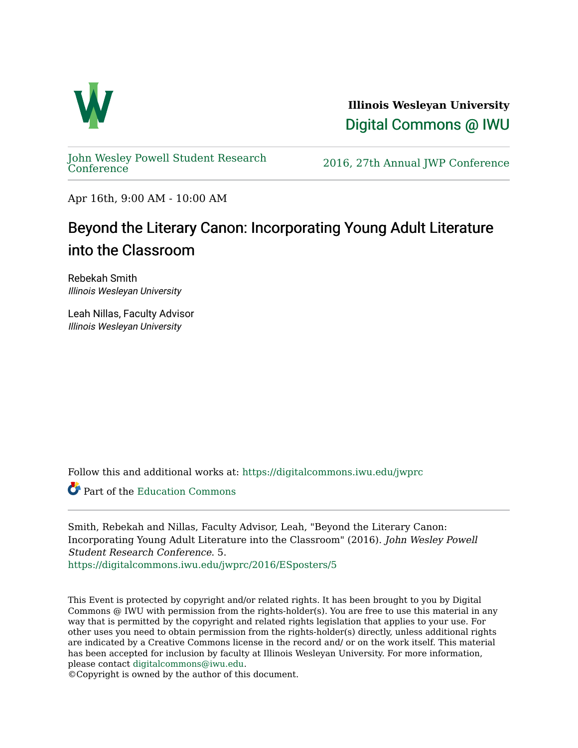Illinois Wesleyan University

Digital Commons @ IWU

John Wesley Powell Student Research Conference

2016, 27th Annual JWP Conference

Apr 16th, 9:00 AM - 10:00 AM

# Beyond the Literary Canon: Incorporating Young Adult Literature into the Classroom

Rebekah Smith
*Illinois Wesleyan University*

Leah Nillas, Faculty Advisor
*Illinois Wesleyan University*

Follow this and additional works at: https://digitalcommons.iwu.edu/jwprc

Part of the Education Commons

Smith, Rebekah and Nillas, Faculty Advisor, Leah, "Beyond the Literary Canon: Incorporating Young Adult Literature into the Classroom" (2016). *John Wesley Powell Student Research Conference*. 5.
https://digitalcommons.iwu.edu/jwprc/2016/ESposters/5

This Event is protected by copyright and/or related rights. It has been brought to you by Digital Commons @ IWU with permission from the rights-holder(s). You are free to use this material in any way that is permitted by the copyright and related rights legislation that applies to your use. For other uses you need to obtain permission from the rights-holder(s) directly, unless additional rights are indicated by a Creative Commons license in the record and/ or on the work itself. This material has been accepted for inclusion by faculty at Illinois Wesleyan University. For more information, please contact digitalcommons@iwu.edu.
©Copyright is owned by the author of this document.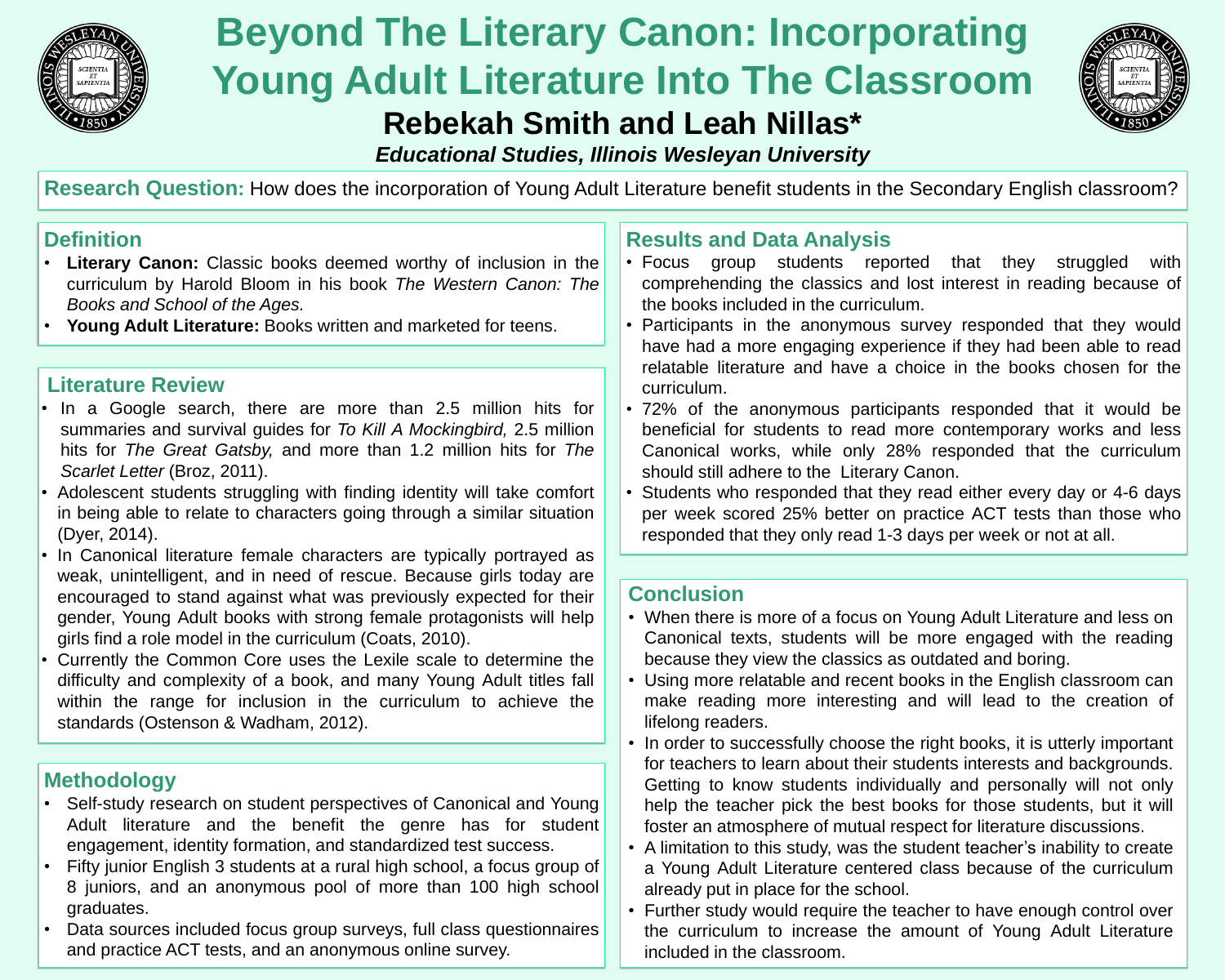# Beyond The Literary Canon: Incorporating Young Adult Literature Into The Classroom

**Rebekah Smith and Leah Nillas***

***Educational Studies, Illinois Wesleyan University***

**Research Question:** How does the incorporation of Young Adult Literature benefit students in the Secondary English classroom?

## Definition

- **Literary Canon:** Classic books deemed worthy of inclusion in the curriculum by Harold Bloom in his book *The Western Canon: The Books and School of the Ages.*
- **Young Adult Literature:** Books written and marketed for teens.

## Literature Review

- In a Google search, there are more than 2.5 million hits for summaries and survival guides for *To Kill A Mockingbird,* 2.5 million hits for *The Great Gatsby,* and more than 1.2 million hits for *The Scarlet Letter* (Broz, 2011).
- Adolescent students struggling with finding identity will take comfort in being able to relate to characters going through a similar situation (Dyer, 2014).
- In Canonical literature female characters are typically portrayed as weak, unintelligent, and in need of rescue. Because girls today are encouraged to stand against what was previously expected for their gender, Young Adult books with strong female protagonists will help girls find a role model in the curriculum (Coats, 2010).
- Currently the Common Core uses the Lexile scale to determine the difficulty and complexity of a book, and many Young Adult titles fall within the range for inclusion in the curriculum to achieve the standards (Ostenson & Wadham, 2012).

## Methodology

- Self-study research on student perspectives of Canonical and Young Adult literature and the benefit the genre has for student engagement, identity formation, and standardized test success.
- Fifty junior English 3 students at a rural high school, a focus group of 8 juniors, and an anonymous pool of more than 100 high school graduates.
- Data sources included focus group surveys, full class questionnaires and practice ACT tests, and an anonymous online survey.

## Results and Data Analysis

- Focus group students reported that they struggled with comprehending the classics and lost interest in reading because of the books included in the curriculum.
- Participants in the anonymous survey responded that they would have had a more engaging experience if they had been able to read relatable literature and have a choice in the books chosen for the curriculum.
- 72% of the anonymous participants responded that it would be beneficial for students to read more contemporary works and less Canonical works, while only 28% responded that the curriculum should still adhere to the Literary Canon.
- Students who responded that they read either every day or 4-6 days per week scored 25% better on practice ACT tests than those who responded that they only read 1-3 days per week or not at all.

## Conclusion

- When there is more of a focus on Young Adult Literature and less on Canonical texts, students will be more engaged with the reading because they view the classics as outdated and boring.
- Using more relatable and recent books in the English classroom can make reading more interesting and will lead to the creation of lifelong readers.
- In order to successfully choose the right books, it is utterly important for teachers to learn about their students interests and backgrounds. Getting to know students individually and personally will not only help the teacher pick the best books for those students, but it will foster an atmosphere of mutual respect for literature discussions.
- A limitation to this study, was the student teacher's inability to create a Young Adult Literature centered class because of the curriculum already put in place for the school.
- Further study would require the teacher to have enough control over the curriculum to increase the amount of Young Adult Literature included in the classroom.